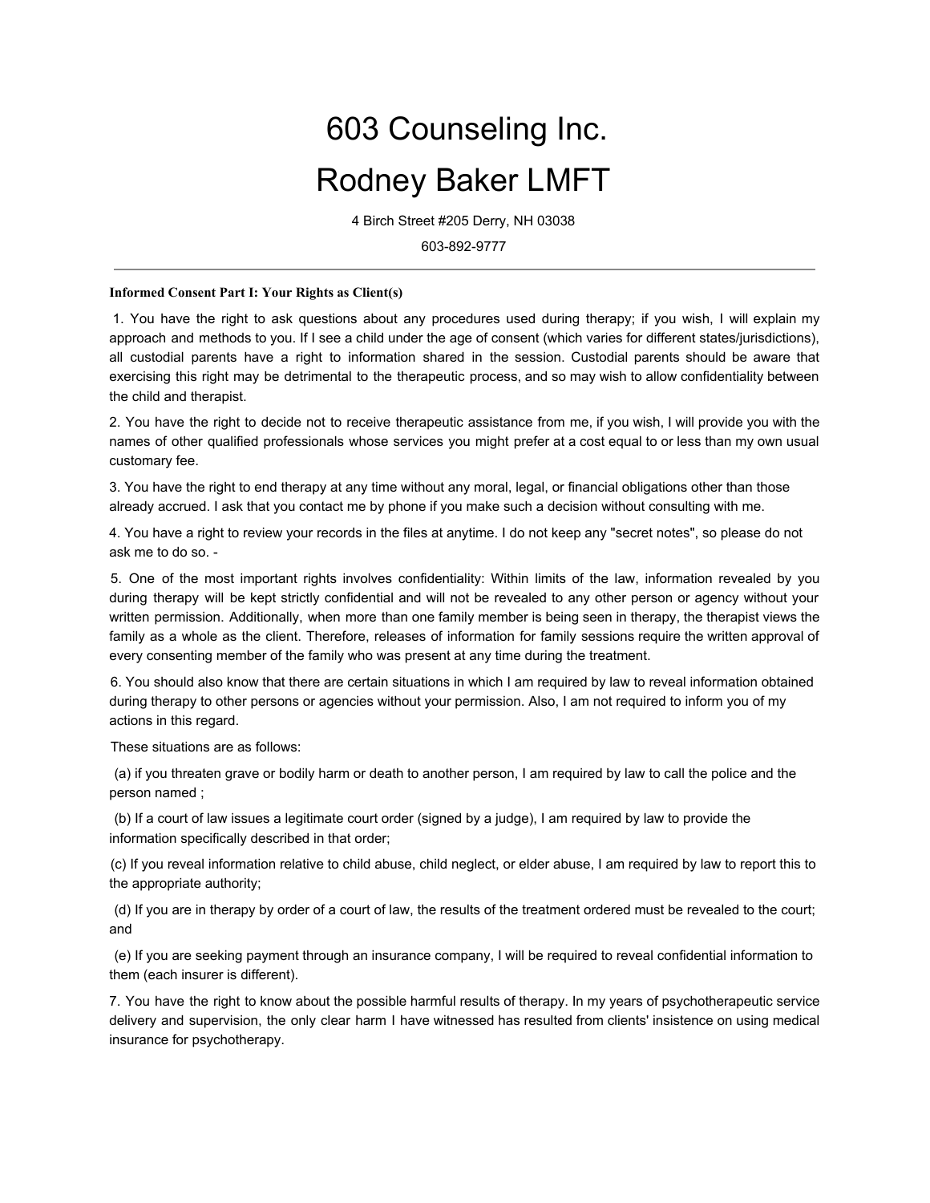# 603 Counseling Inc.

# Rodney Baker LMFT

4 Birch Street #205 Derry, NH 03038

603-892-9777

---

**Informed Consent Part I: Your Rights as Client(s)**

1. You have the right to ask questions about any procedures used during therapy; if you wish, I will explain my approach and methods to you. If I see a child under the age of consent (which varies for different states/jurisdictions), all custodial parents have a right to information shared in the session. Custodial parents should be aware that exercising this right may be detrimental to the therapeutic process, and so may wish to allow confidentiality between the child and therapist.

2. You have the right to decide not to receive therapeutic assistance from me, if you wish, I will provide you with the names of other qualified professionals whose services you might prefer at a cost equal to or less than my own usual customary fee.

3. You have the right to end therapy at any time without any moral, legal, or financial obligations other than those already accrued. I ask that you contact me by phone if you make such a decision without consulting with me.

4. You have a right to review your records in the files at anytime. I do not keep any "secret notes", so please do not ask me to do so. -

5. One of the most important rights involves confidentiality: Within limits of the law, information revealed by you during therapy will be kept strictly confidential and will not be revealed to any other person or agency without your written permission. Additionally, when more than one family member is being seen in therapy, the therapist views the family as a whole as the client. Therefore, releases of information for family sessions require the written approval of every consenting member of the family who was present at any time during the treatment.

6. You should also know that there are certain situations in which I am required by law to reveal information obtained during therapy to other persons or agencies without your permission. Also, I am not required to inform you of my actions in this regard.

These situations are as follows:

(a) if you threaten grave or bodily harm or death to another person, I am required by law to call the police and the person named ;

(b) If a court of law issues a legitimate court order (signed by a judge), I am required by law to provide the information specifically described in that order;

(c) If you reveal information relative to child abuse, child neglect, or elder abuse, I am required by law to report this to the appropriate authority;

(d) If you are in therapy by order of a court of law, the results of the treatment ordered must be revealed to the court; and

(e) If you are seeking payment through an insurance company, I will be required to reveal confidential information to them (each insurer is different).

7. You have the right to know about the possible harmful results of therapy. In my years of psychotherapeutic service delivery and supervision, the only clear harm I have witnessed has resulted from clients' insistence on using medical insurance for psychotherapy.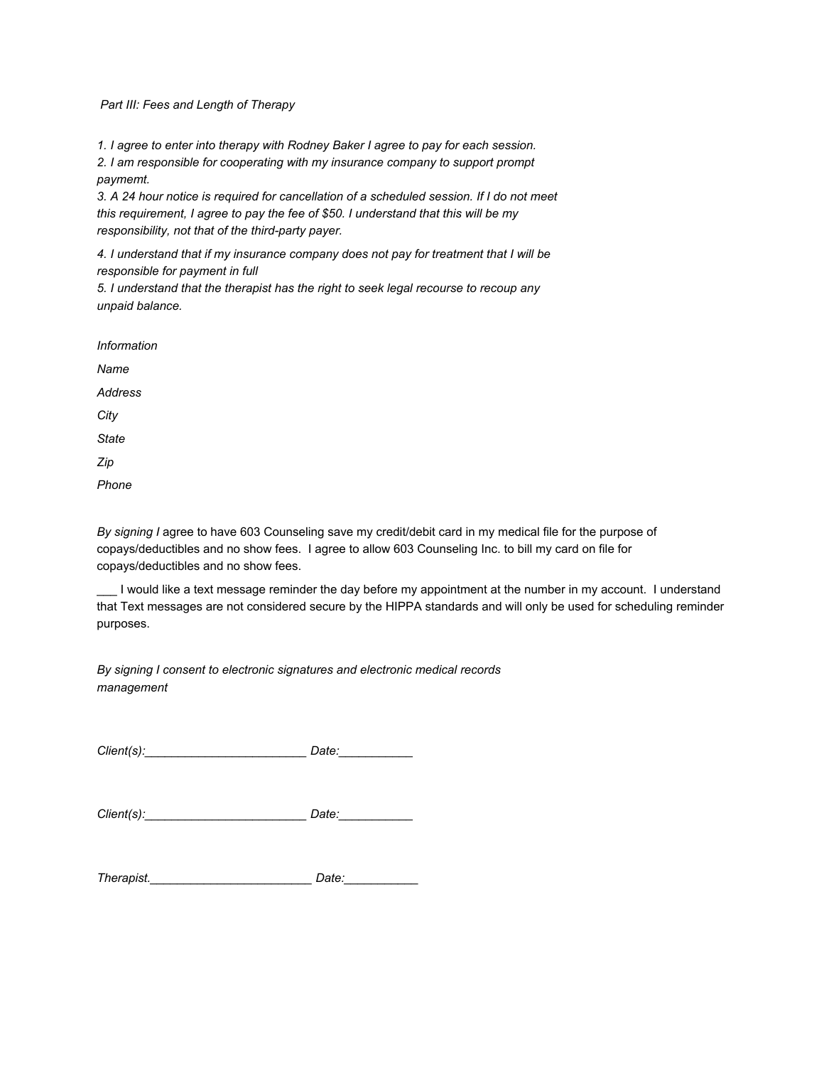*Part III: Fees and Length of Therapy*

*1. I agree to enter into therapy with Rodney Baker I agree to pay for each session.*
*2. I am responsible for cooperating with my insurance company to support prompt paymemt.*
*3. A 24 hour notice is required for cancellation of a scheduled session. If I do not meet this requirement, I agree to pay the fee of $50. I understand that this will be my responsibility, not that of the third-party payer.*

*4. I understand that if my insurance company does not pay for treatment that I will be responsible for payment in full*
*5. I understand that the therapist has the right to seek legal recourse to recoup any unpaid balance.*

*Information*

*Name*

*Address*

*City*

*State*

*Zip*

*Phone*

*By signing I* agree to have 603 Counseling save my credit/debit card in my medical file for the purpose of copays/deductibles and no show fees. I agree to allow 603 Counseling Inc. to bill my card on file for copays/deductibles and no show fees.

___ I would like a text message reminder the day before my appointment at the number in my account. I understand that Text messages are not considered secure by the HIPPA standards and will only be used for scheduling reminder purposes.

*By signing I consent to electronic signatures and electronic medical records management*

*Client(s):________________________ Date:___________*

*Client(s):________________________ Date:___________*

*Therapist.________________________ Date:___________*